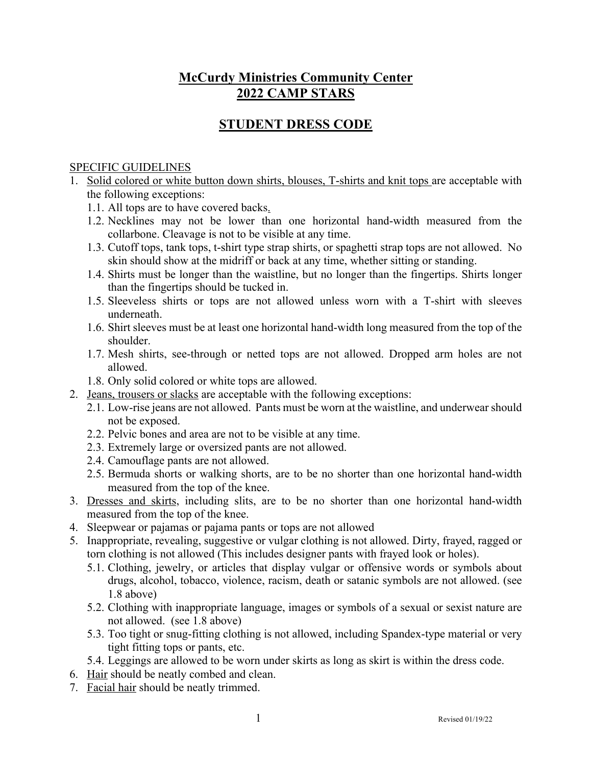# McCurdy Ministries Community Center
# 2022 CAMP STARS

## STUDENT DRESS CODE

SPECIFIC GUIDELINES

1. Solid colored or white button down shirts, blouses, T-shirts and knit tops are acceptable with the following exceptions:
   1.1. All tops are to have covered backs.
   1.2. Necklines may not be lower than one horizontal hand-width measured from the collarbone. Cleavage is not to be visible at any time.
   1.3. Cutoff tops, tank tops, t-shirt type strap shirts, or spaghetti strap tops are not allowed. No skin should show at the midriff or back at any time, whether sitting or standing.
   1.4. Shirts must be longer than the waistline, but no longer than the fingertips. Shirts longer than the fingertips should be tucked in.
   1.5. Sleeveless shirts or tops are not allowed unless worn with a T-shirt with sleeves underneath.
   1.6. Shirt sleeves must be at least one horizontal hand-width long measured from the top of the shoulder.
   1.7. Mesh shirts, see-through or netted tops are not allowed. Dropped arm holes are not allowed.
   1.8. Only solid colored or white tops are allowed.
2. Jeans, trousers or slacks are acceptable with the following exceptions:
   2.1. Low-rise jeans are not allowed. Pants must be worn at the waistline, and underwear should not be exposed.
   2.2. Pelvic bones and area are not to be visible at any time.
   2.3. Extremely large or oversized pants are not allowed.
   2.4. Camouflage pants are not allowed.
   2.5. Bermuda shorts or walking shorts, are to be no shorter than one horizontal hand-width measured from the top of the knee.
3. Dresses and skirts, including slits, are to be no shorter than one horizontal hand-width measured from the top of the knee.
4. Sleepwear or pajamas or pajama pants or tops are not allowed
5. Inappropriate, revealing, suggestive or vulgar clothing is not allowed. Dirty, frayed, ragged or torn clothing is not allowed (This includes designer pants with frayed look or holes).
   5.1. Clothing, jewelry, or articles that display vulgar or offensive words or symbols about drugs, alcohol, tobacco, violence, racism, death or satanic symbols are not allowed. (see 1.8 above)
   5.2. Clothing with inappropriate language, images or symbols of a sexual or sexist nature are not allowed. (see 1.8 above)
   5.3. Too tight or snug-fitting clothing is not allowed, including Spandex-type material or very tight fitting tops or pants, etc.
   5.4. Leggings are allowed to be worn under skirts as long as skirt is within the dress code.
6. Hair should be neatly combed and clean.
7. Facial hair should be neatly trimmed.

Revised 01/19/22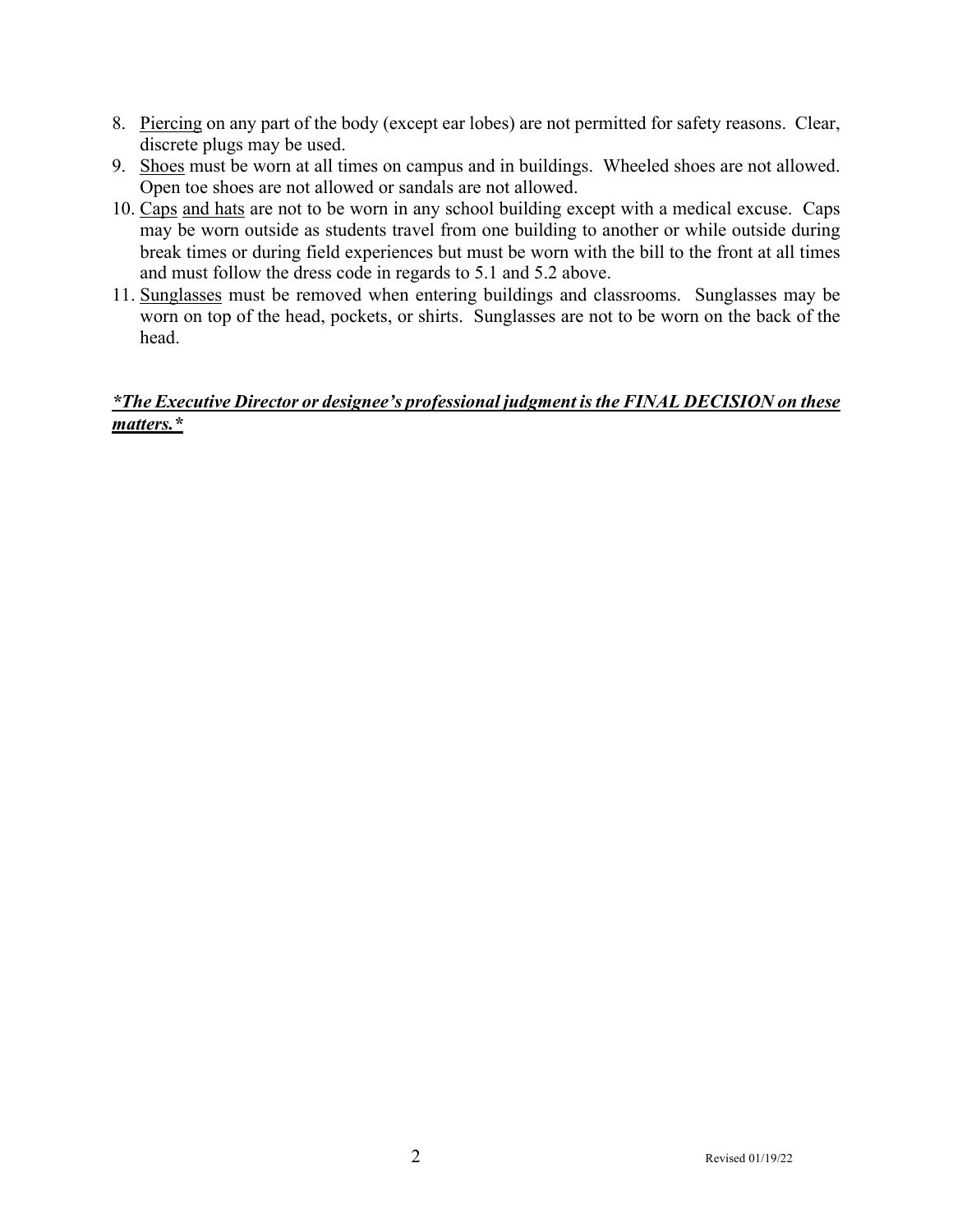8. Piercing on any part of the body (except ear lobes) are not permitted for safety reasons. Clear, discrete plugs may be used.
9. Shoes must be worn at all times on campus and in buildings. Wheeled shoes are not allowed. Open toe shoes are not allowed or sandals are not allowed.
10. Caps and hats are not to be worn in any school building except with a medical excuse. Caps may be worn outside as students travel from one building to another or while outside during break times or during field experiences but must be worn with the bill to the front at all times and must follow the dress code in regards to 5.1 and 5.2 above.
11. Sunglasses must be removed when entering buildings and classrooms. Sunglasses may be worn on top of the head, pockets, or shirts. Sunglasses are not to be worn on the back of the head.

***\*The Executive Director or designee's professional judgment is the FINAL DECISION on these matters.\****

Revised 01/19/22